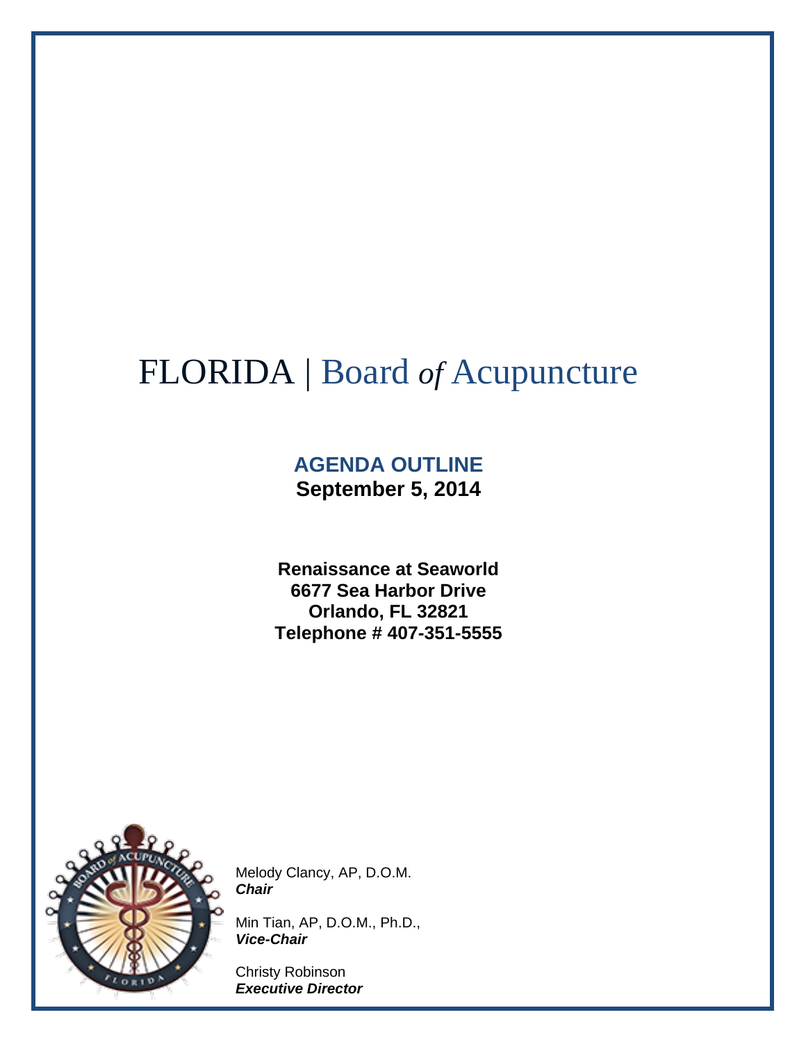# FLORIDA | Board *of* Acupuncture

## AGENDA OUTLINE

**September 5, 2014**

**Renaissance at Seaworld**
**6677 Sea Harbor Drive**
**Orlando, FL 32821**
**Telephone # 407-351-5555**

Melody Clancy, AP, D.O.M.
***Chair***

Min Tian, AP, D.O.M., Ph.D.,
***Vice-Chair***

Christy Robinson
***Executive Director***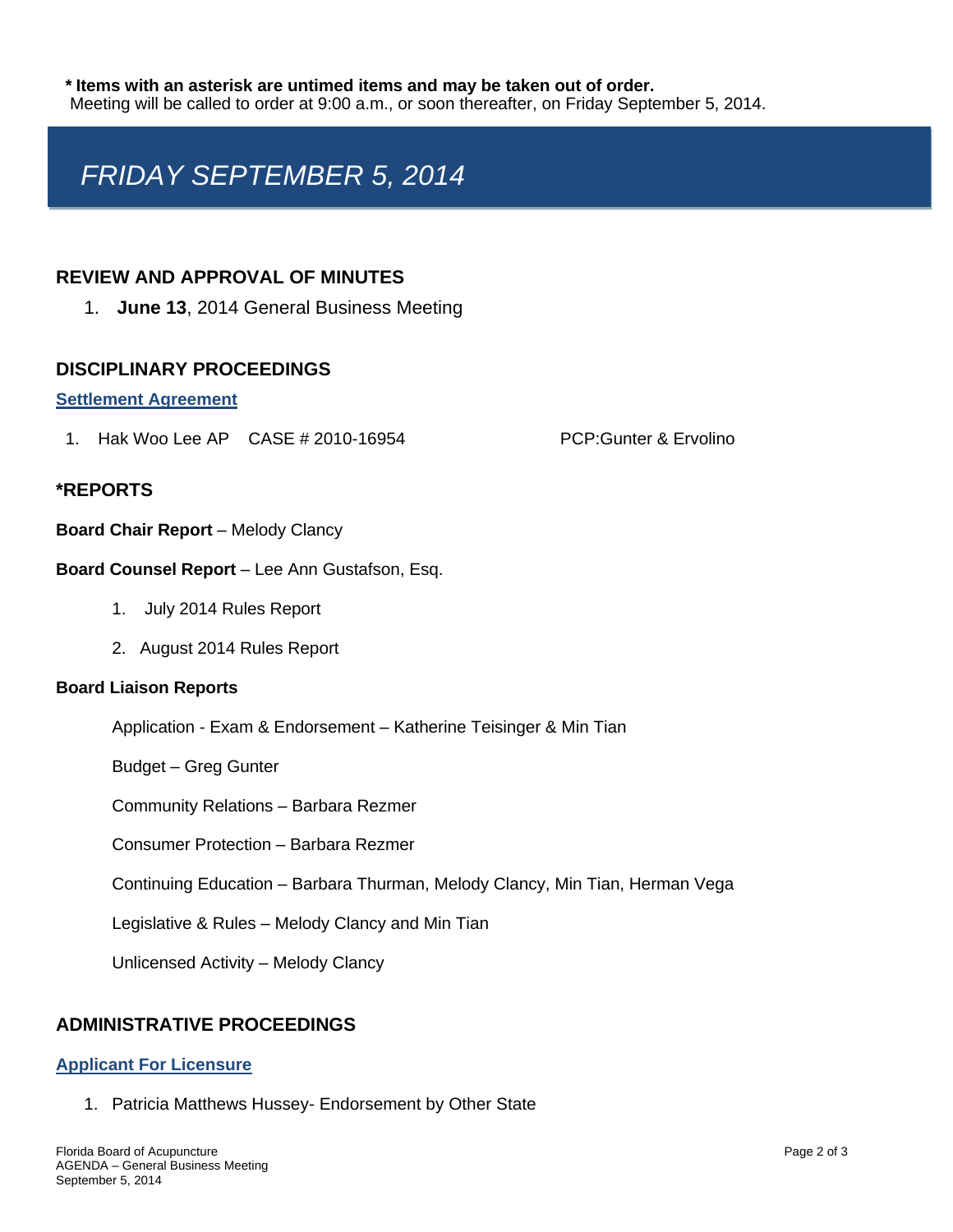**\* Items with an asterisk are untimed items and may be taken out of order.**
Meeting will be called to order at 9:00 a.m., or soon thereafter, on Friday September 5, 2014.

# *FRIDAY SEPTEMBER 5, 2014*

## REVIEW AND APPROVAL OF MINUTES

1. **June 13**, 2014 General Business Meeting

## DISCIPLINARY PROCEEDINGS

### Settlement Agreement

1. Hak Woo Lee AP CASE # 2010-16954 PCP:Gunter & Ervolino

## *REPORTS

**Board Chair Report** – Melody Clancy

**Board Counsel Report** – Lee Ann Gustafson, Esq.

1. July 2014 Rules Report
2. August 2014 Rules Report

**Board Liaison Reports**

Application - Exam & Endorsement – Katherine Teisinger & Min Tian

Budget – Greg Gunter

Community Relations – Barbara Rezmer

Consumer Protection – Barbara Rezmer

Continuing Education – Barbara Thurman, Melody Clancy, Min Tian, Herman Vega

Legislative & Rules – Melody Clancy and Min Tian

Unlicensed Activity – Melody Clancy

## ADMINISTRATIVE PROCEEDINGS

### Applicant For Licensure

1. Patricia Matthews Hussey- Endorsement by Other State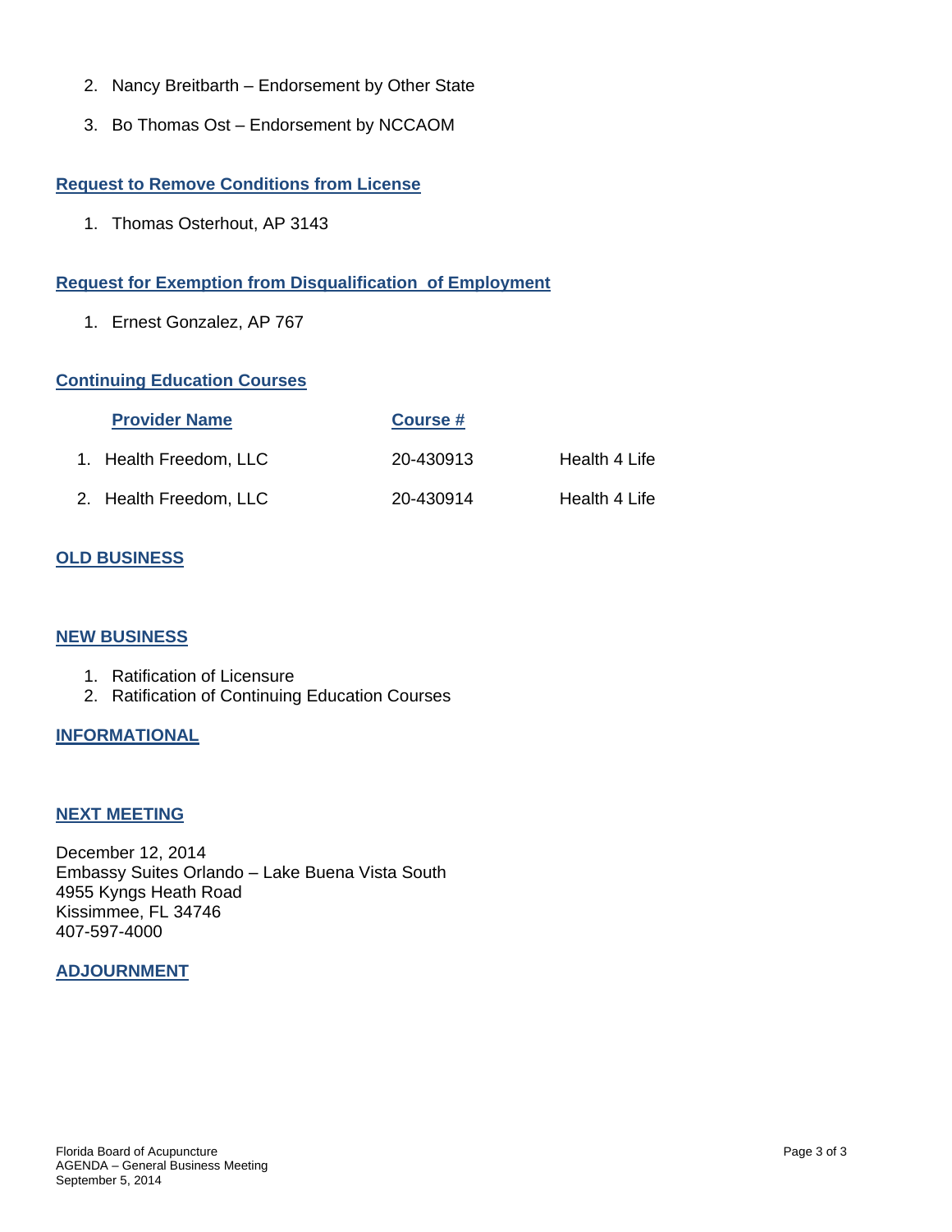2. Nancy Breitbarth – Endorsement by Other State
3. Bo Thomas Ost – Endorsement by NCCAOM

## Request to Remove Conditions from License

1. Thomas Osterhout, AP 3143

## Request for Exemption from Disqualification of Employment

1. Ernest Gonzalez, AP 767

## Continuing Education Courses

| | Provider Name | Course # | |
|---|---|---|---|
| 1. | Health Freedom, LLC | 20-430913 | Health 4 Life |
| 2. | Health Freedom, LLC | 20-430914 | Health 4 Life |

## OLD BUSINESS

## NEW BUSINESS

1. Ratification of Licensure
2. Ratification of Continuing Education Courses

## INFORMATIONAL

## NEXT MEETING

December 12, 2014
Embassy Suites Orlando – Lake Buena Vista South
4955 Kyngs Heath Road
Kissimmee, FL 34746
407-597-4000

## ADJOURNMENT